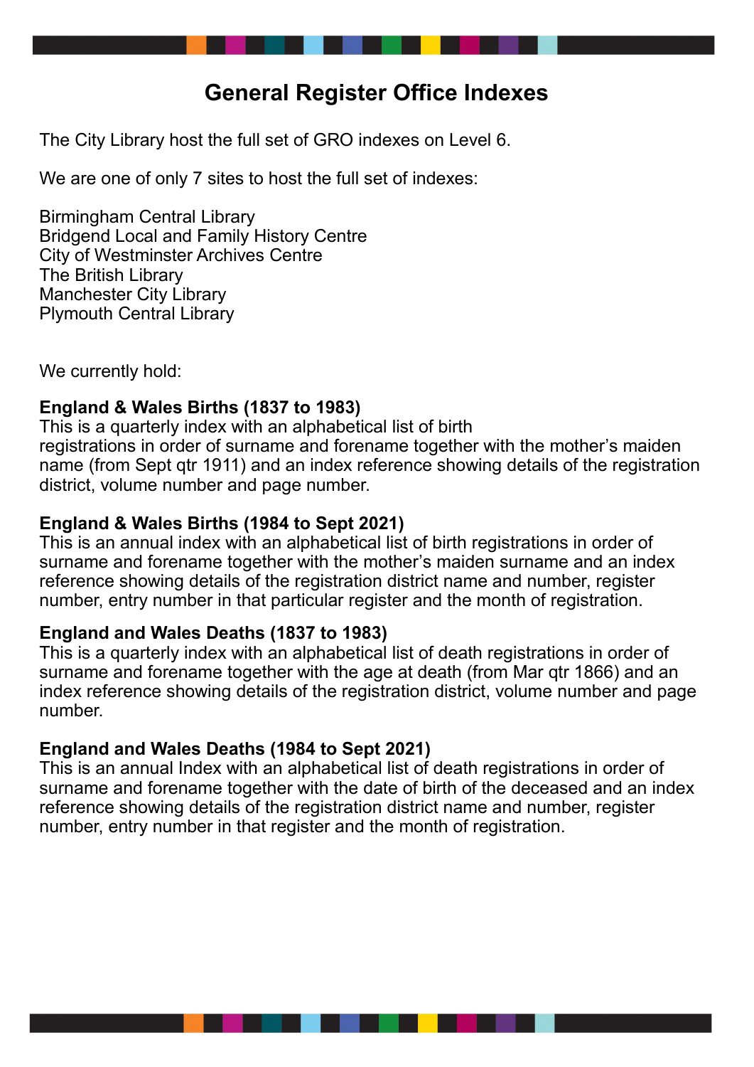# General Register Office Indexes

The City Library host the full set of GRO indexes on Level 6.

We are one of only 7 sites to host the full set of indexes:

Birmingham Central Library
Bridgend Local and Family History Centre
City of Westminster Archives Centre
The British Library
Manchester City Library
Plymouth Central Library

We currently hold:

**England & Wales Births (1837 to 1983)**
This is a quarterly index with an alphabetical list of birth registrations in order of surname and forename together with the mother's maiden name (from Sept qtr 1911) and an index reference showing details of the registration district, volume number and page number.

**England & Wales Births (1984 to Sept 2021)**
This is an annual index with an alphabetical list of birth registrations in order of surname and forename together with the mother's maiden surname and an index reference showing details of the registration district name and number, register number, entry number in that particular register and the month of registration.

**England and Wales Deaths (1837 to 1983)**
This is a quarterly index with an alphabetical list of death registrations in order of surname and forename together with the age at death (from Mar qtr 1866) and an index reference showing details of the registration district, volume number and page number.

**England and Wales Deaths (1984 to Sept 2021)**
This is an annual Index with an alphabetical list of death registrations in order of surname and forename together with the date of birth of the deceased and an index reference showing details of the registration district name and number, register number, entry number in that register and the month of registration.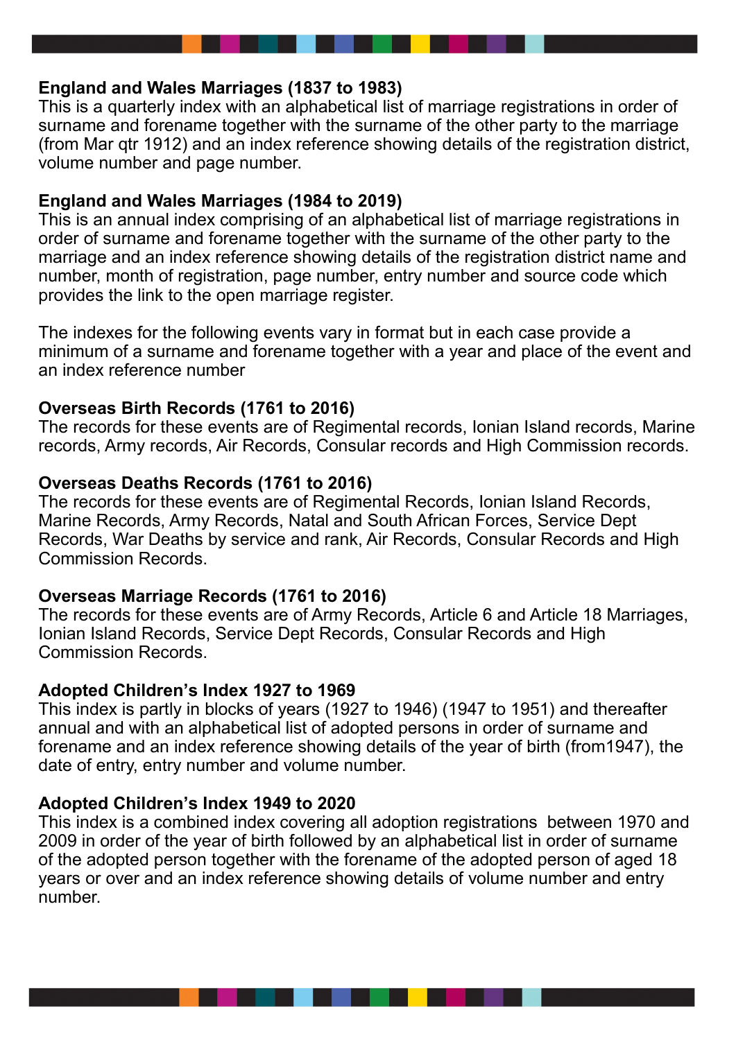**England and Wales Marriages (1837 to 1983)**
This is a quarterly index with an alphabetical list of marriage registrations in order of surname and forename together with the surname of the other party to the marriage (from Mar qtr 1912) and an index reference showing details of the registration district, volume number and page number.

**England and Wales Marriages (1984 to 2019)**
This is an annual index comprising of an alphabetical list of marriage registrations in order of surname and forename together with the surname of the other party to the marriage and an index reference showing details of the registration district name and number, month of registration, page number, entry number and source code which provides the link to the open marriage register.

The indexes for the following events vary in format but in each case provide a minimum of a surname and forename together with a year and place of the event and an index reference number

**Overseas Birth Records (1761 to 2016)**
The records for these events are of Regimental records, Ionian Island records, Marine records, Army records, Air Records, Consular records and High Commission records.

**Overseas Deaths Records (1761 to 2016)**
The records for these events are of Regimental Records, Ionian Island Records, Marine Records, Army Records, Natal and South African Forces, Service Dept Records, War Deaths by service and rank, Air Records, Consular Records and High Commission Records.

**Overseas Marriage Records (1761 to 2016)**
The records for these events are of Army Records, Article 6 and Article 18 Marriages, Ionian Island Records, Service Dept Records, Consular Records and High Commission Records.

**Adopted Children's Index 1927 to 1969**
This index is partly in blocks of years (1927 to 1946) (1947 to 1951) and thereafter annual and with an alphabetical list of adopted persons in order of surname and forename and an index reference showing details of the year of birth (from1947), the date of entry, entry number and volume number.

**Adopted Children's Index 1949 to 2020**
This index is a combined index covering all adoption registrations between 1970 and 2009 in order of the year of birth followed by an alphabetical list in order of surname of the adopted person together with the forename of the adopted person of aged 18 years or over and an index reference showing details of volume number and entry number.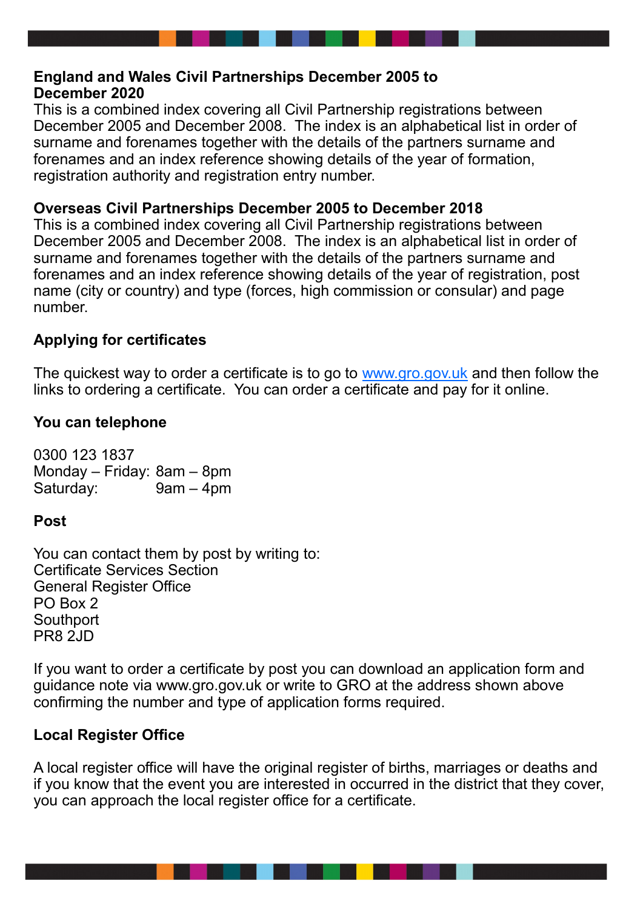**England and Wales Civil Partnerships December 2005 to December 2020**

This is a combined index covering all Civil Partnership registrations between December 2005 and December 2008. The index is an alphabetical list in order of surname and forenames together with the details of the partners surname and forenames and an index reference showing details of the year of formation, registration authority and registration entry number.

**Overseas Civil Partnerships December 2005 to December 2018**

This is a combined index covering all Civil Partnership registrations between December 2005 and December 2008. The index is an alphabetical list in order of surname and forenames together with the details of the partners surname and forenames and an index reference showing details of the year of registration, post name (city or country) and type (forces, high commission or consular) and page number.

**Applying for certificates**

The quickest way to order a certificate is to go to [www.gro.gov.uk](http://www.gro.gov.uk) and then follow the links to ordering a certificate. You can order a certificate and pay for it online.

**You can telephone**

0300 123 1837
Monday – Friday: 8am – 8pm
Saturday: 9am – 4pm

**Post**

You can contact them by post by writing to:
Certificate Services Section
General Register Office
PO Box 2
Southport
PR8 2JD

If you want to order a certificate by post you can download an application form and guidance note via www.gro.gov.uk or write to GRO at the address shown above confirming the number and type of application forms required.

**Local Register Office**

A local register office will have the original register of births, marriages or deaths and if you know that the event you are interested in occurred in the district that they cover, you can approach the local register office for a certificate.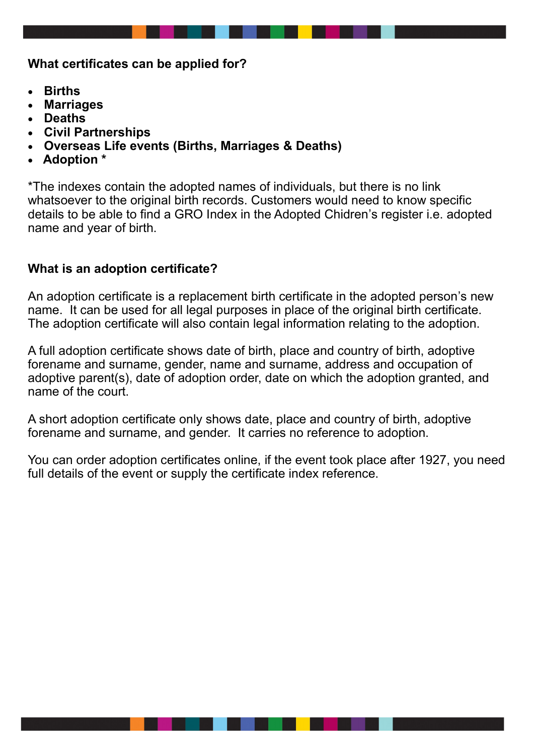**What certificates can be applied for?**

- **Births**
- **Marriages**
- **Deaths**
- **Civil Partnerships**
- **Overseas Life events (Births, Marriages & Deaths)**
- **Adoption ***

*The indexes contain the adopted names of individuals, but there is no link whatsoever to the original birth records. Customers would need to know specific details to be able to find a GRO Index in the Adopted Chidren's register i.e. adopted name and year of birth.

**What is an adoption certificate?**

An adoption certificate is a replacement birth certificate in the adopted person's new name. It can be used for all legal purposes in place of the original birth certificate. The adoption certificate will also contain legal information relating to the adoption.

A full adoption certificate shows date of birth, place and country of birth, adoptive forename and surname, gender, name and surname, address and occupation of adoptive parent(s), date of adoption order, date on which the adoption granted, and name of the court.

A short adoption certificate only shows date, place and country of birth, adoptive forename and surname, and gender. It carries no reference to adoption.

You can order adoption certificates online, if the event took place after 1927, you need full details of the event or supply the certificate index reference.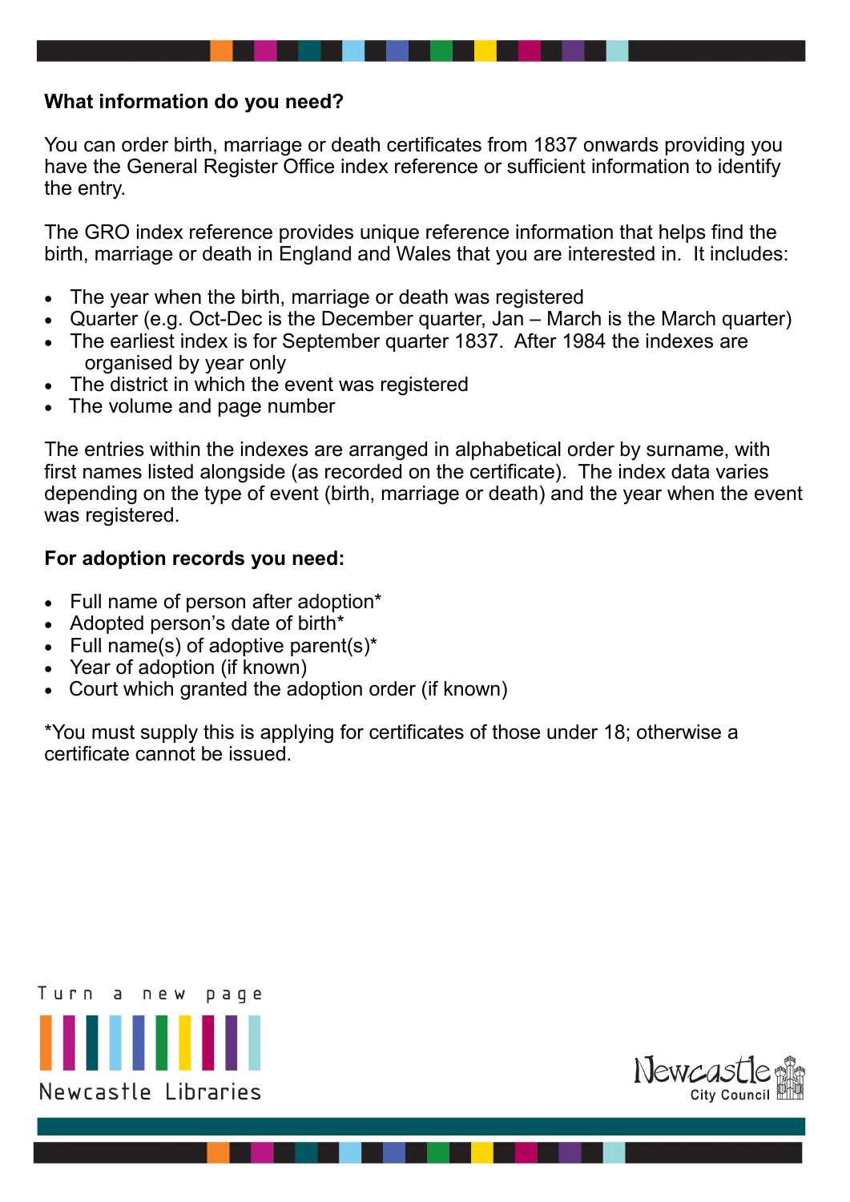**What information do you need?**

You can order birth, marriage or death certificates from 1837 onwards providing you have the General Register Office index reference or sufficient information to identify the entry.

The GRO index reference provides unique reference information that helps find the birth, marriage or death in England and Wales that you are interested in. It includes:

- The year when the birth, marriage or death was registered
- Quarter (e.g. Oct-Dec is the December quarter, Jan – March is the March quarter)
- The earliest index is for September quarter 1837. After 1984 the indexes are organised by year only
- The district in which the event was registered
- The volume and page number

The entries within the indexes are arranged in alphabetical order by surname, with first names listed alongside (as recorded on the certificate). The index data varies depending on the type of event (birth, marriage or death) and the year when the event was registered.

**For adoption records you need:**

- Full name of person after adoption*
- Adopted person's date of birth*
- Full name(s) of adoptive parent(s)*
- Year of adoption (if known)
- Court which granted the adoption order (if known)

*You must supply this is applying for certificates of those under 18; otherwise a certificate cannot be issued.

Turn a new page

Newcastle Libraries

Newcastle City Council